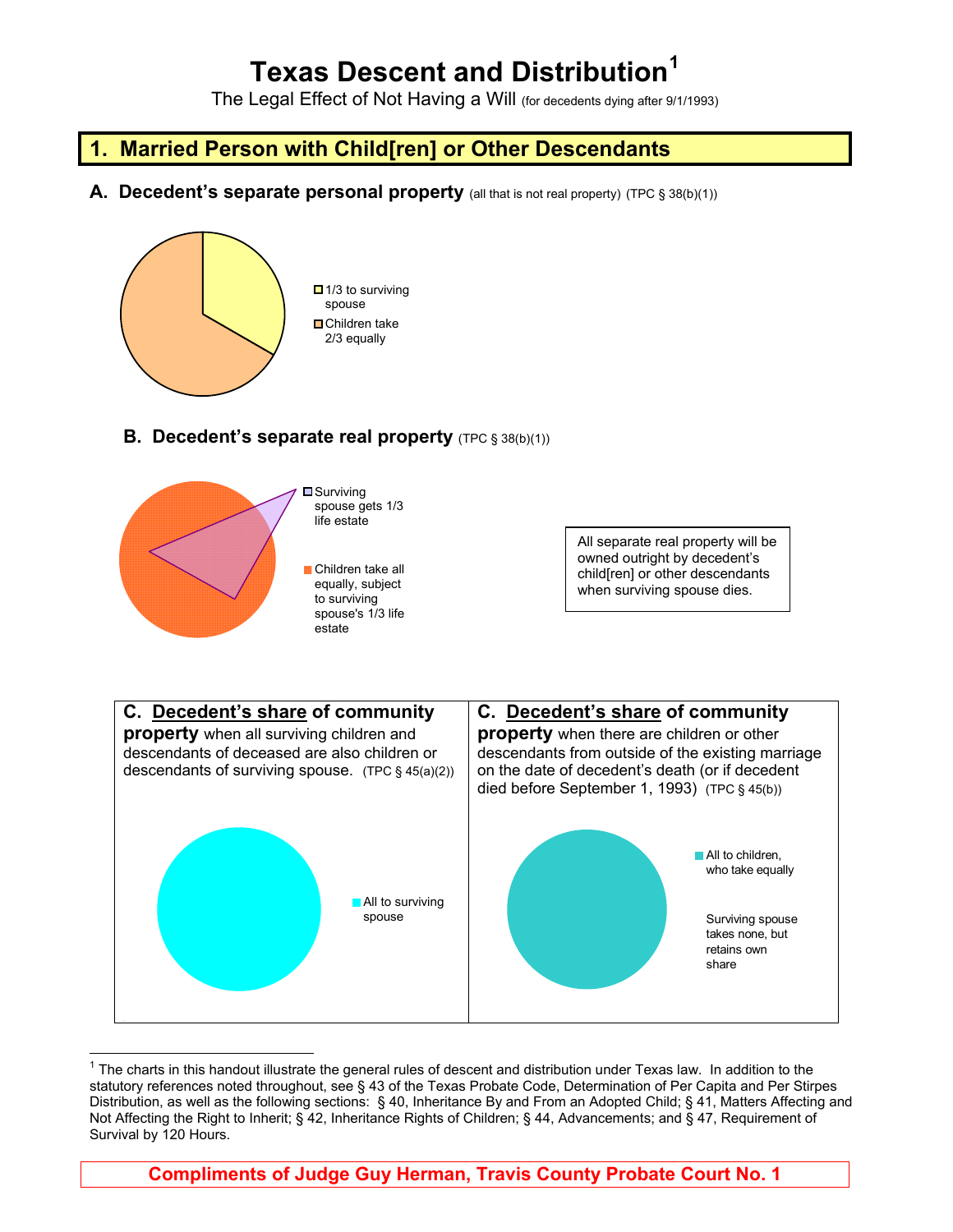# Texas Descent and Distribution[1]

The Legal Effect of Not Having a Will (for decedents dying after 9/1/1993)

## 1. Married Person with Child[ren] or Other Descendants

### A. Decedent's separate personal property (all that is not real property) (TPC § 38(b)(1))

- 1/3 to surviving spouse
- Children take 2/3 equally

### B. Decedent's separate real property (TPC § 38(b)(1))

- Surviving spouse gets 1/3 life estate
- Children take all equally, subject to surviving spouse's 1/3 life estate

All separate real property will be owned outright by decedent's child[ren] or other descendants when surviving spouse dies.

### C. Decedent's share of community property when all surviving children and descendants of deceased are also children or descendants of surviving spouse. (TPC § 45(a)(2))

- All to surviving spouse

### C. Decedent's share of community property when there are children or other descendants from outside of the existing marriage on the date of decedent's death (or if decedent died before September 1, 1993) (TPC § 45(b))

- All to children, who take equally

Surviving spouse takes none, but retains own share

---

[1] The charts in this handout illustrate the general rules of descent and distribution under Texas law. In addition to the statutory references noted throughout, see § 43 of the Texas Probate Code, Determination of Per Capita and Per Stirpes Distribution, as well as the following sections: § 40, Inheritance By and From an Adopted Child; § 41, Matters Affecting and Not Affecting the Right to Inherit; § 42, Inheritance Rights of Children; § 44, Advancements; and § 47, Requirement of Survival by 120 Hours.

**Compliments of Judge Guy Herman, Travis County Probate Court No. 1**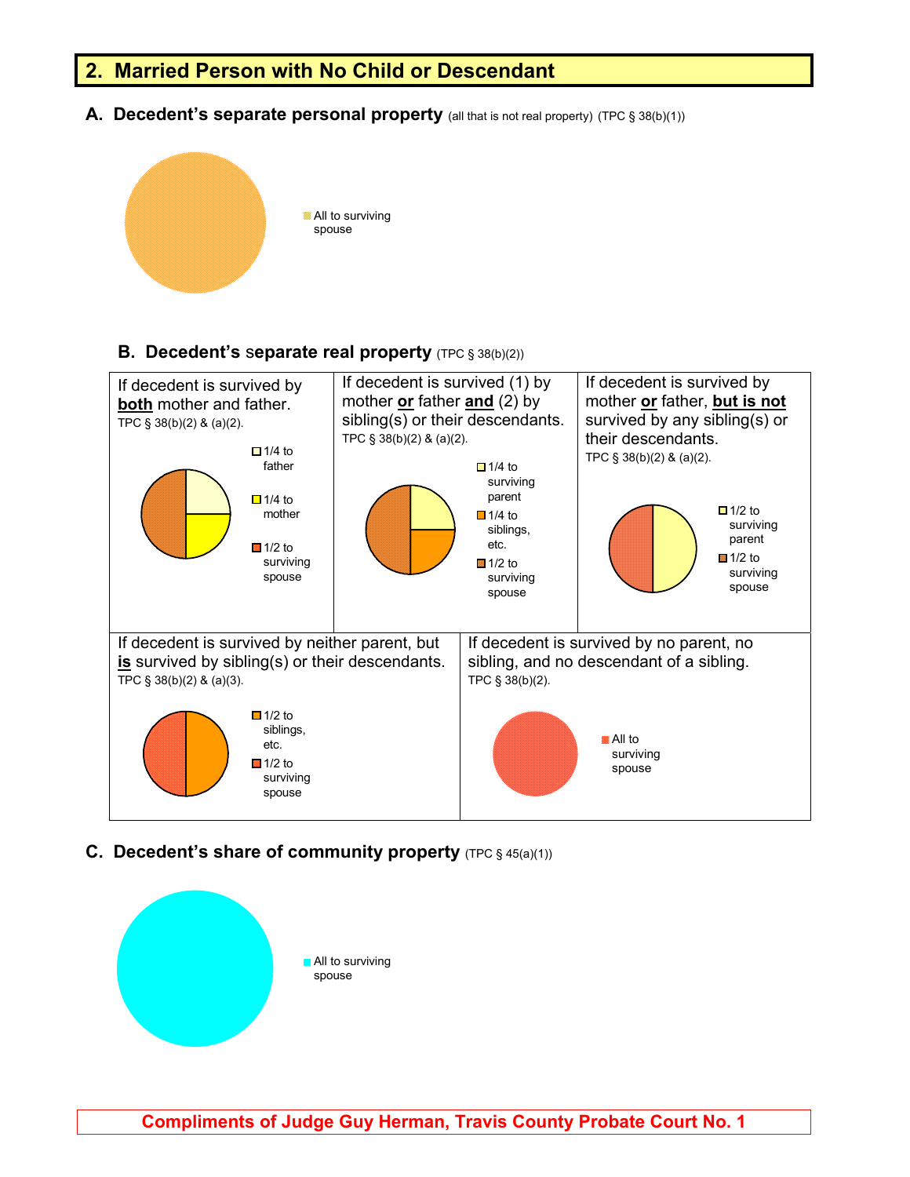## 2. Married Person with No Child or Descendant

### A. Decedent's separate personal property (all that is not real property) (TPC § 38(b)(1))

All to surviving spouse

### B. Decedent's separate real property (TPC § 38(b)(2))

If decedent is survived by **both** mother and father.
TPC § 38(b)(2) & (a)(2).

- 1/4 to father
- 1/4 to mother
- 1/2 to surviving spouse

If decedent is survived (1) by mother **or** father **and** (2) by sibling(s) or their descendants.
TPC § 38(b)(2) & (a)(2).

- 1/4 to surviving parent
- 1/4 to siblings, etc.
- 1/2 to surviving spouse

If decedent is survived by mother **or** father, **but is not** survived by any sibling(s) or their descendants.
TPC § 38(b)(2) & (a)(2).

- 1/2 to surviving parent
- 1/2 to surviving spouse

If decedent is survived by neither parent, but **is** survived by sibling(s) or their descendants.
TPC § 38(b)(2) & (a)(3).

- 1/2 to siblings, etc.
- 1/2 to surviving spouse

If decedent is survived by no parent, no sibling, and no descendant of a sibling.
TPC § 38(b)(2).

- All to surviving spouse

### C. Decedent's share of community property (TPC § 45(a)(1))

All to surviving spouse

**Compliments of Judge Guy Herman, Travis County Probate Court No. 1**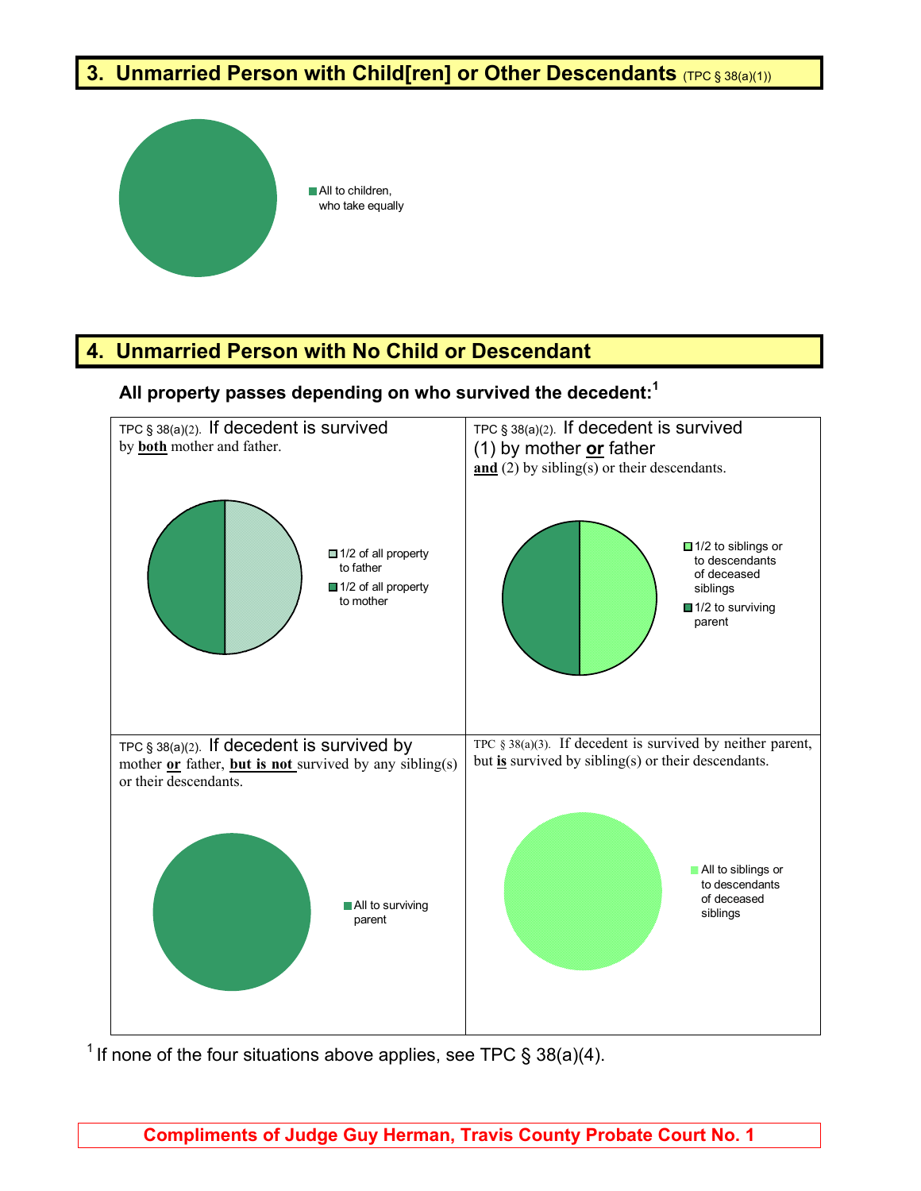## 3. Unmarried Person with Child[ren] or Other Descendants (TPC § 38(a)(1))

All to children, who take equally

## 4. Unmarried Person with No Child or Descendant

**All property passes depending on who survived the decedent:**[1]

TPC § 38(a)(2). If decedent is survived by **both** mother and father.

1/2 of all property to father

1/2 of all property to mother

TPC § 38(a)(2). If decedent is survived (1) by mother **or** father **and** (2) by sibling(s) or their descendants.

1/2 to siblings or to descendants of deceased siblings

1/2 to surviving parent

TPC § 38(a)(2). If decedent is survived by mother **or** father, **but is not** survived by any sibling(s) or their descendants.

All to surviving parent

TPC § 38(a)(3). If decedent is survived by neither parent, but **is** survived by sibling(s) or their descendants.

All to siblings or to descendants of deceased siblings

[1] If none of the four situations above applies, see TPC § 38(a)(4).

**Compliments of Judge Guy Herman, Travis County Probate Court No. 1**